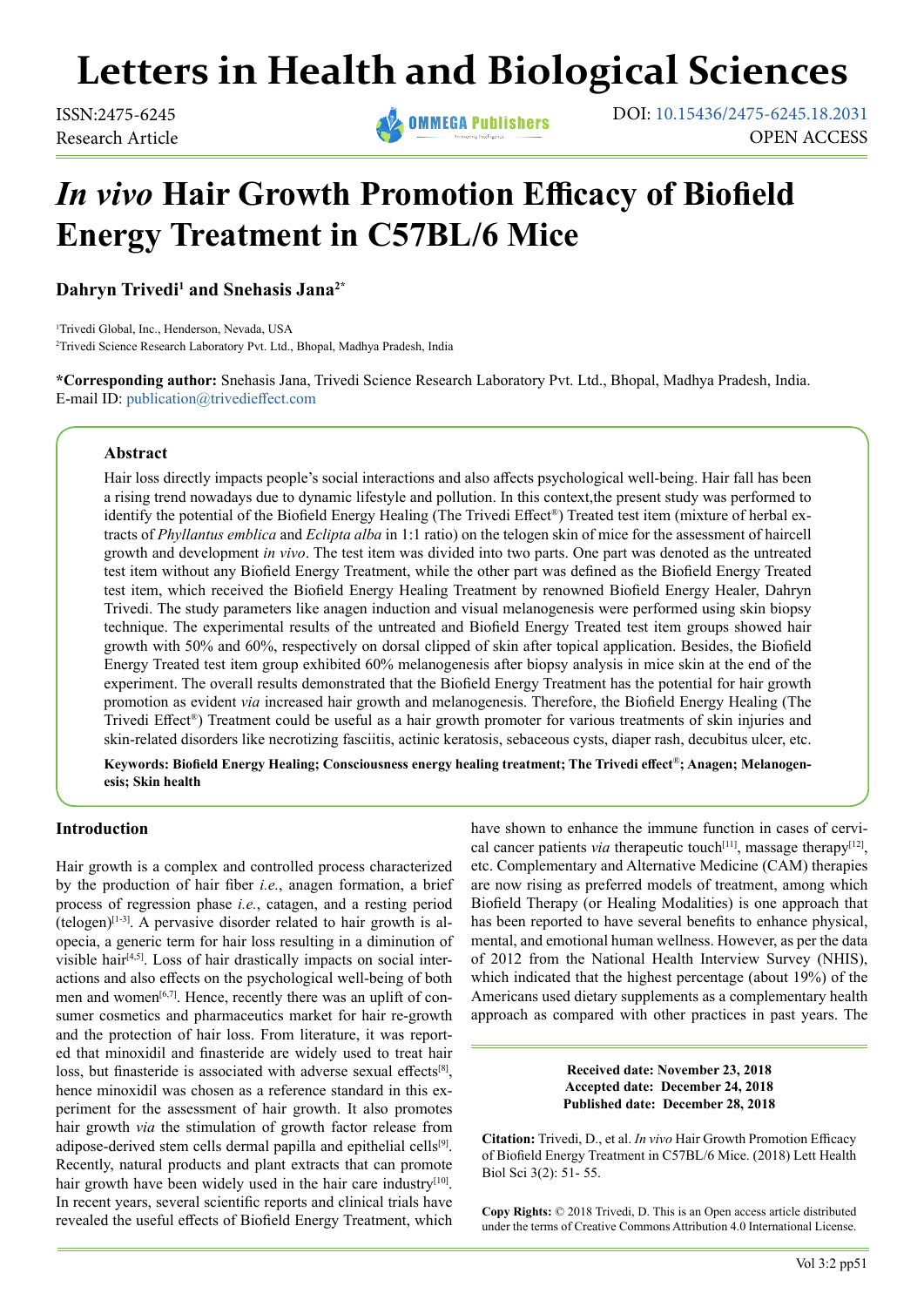# Letters in Health and Biological Sciences

ISSN:2475-6245
Research Article

DOI: 10.15436/2475-6245.18.2031
OPEN ACCESS

# *In vivo* Hair Growth Promotion Efficacy of Biofield Energy Treatment in C57BL/6 Mice

**Dahryn Trivedi[1] and Snehasis Jana[2*]**

[1]Trivedi Global, Inc., Henderson, Nevada, USA
[2]Trivedi Science Research Laboratory Pvt. Ltd., Bhopal, Madhya Pradesh, India

**\*Corresponding author:** Snehasis Jana, Trivedi Science Research Laboratory Pvt. Ltd., Bhopal, Madhya Pradesh, India. E-mail ID: publication@trivedieffect.com

## Abstract

Hair loss directly impacts people's social interactions and also affects psychological well-being. Hair fall has been a rising trend nowadays due to dynamic lifestyle and pollution. In this context,the present study was performed to identify the potential of the Biofield Energy Healing (The Trivedi Effect®) Treated test item (mixture of herbal extracts of *Phyllantus emblica* and *Eclipta alba* in 1:1 ratio) on the telogen skin of mice for the assessment of haircell growth and development *in vivo*. The test item was divided into two parts. One part was denoted as the untreated test item without any Biofield Energy Treatment, while the other part was defined as the Biofield Energy Treated test item, which received the Biofield Energy Healing Treatment by renowned Biofield Energy Healer, Dahryn Trivedi. The study parameters like anagen induction and visual melanogenesis were performed using skin biopsy technique. The experimental results of the untreated and Biofield Energy Treated test item groups showed hair growth with 50% and 60%, respectively on dorsal clipped of skin after topical application. Besides, the Biofield Energy Treated test item group exhibited 60% melanogenesis after biopsy analysis in mice skin at the end of the experiment. The overall results demonstrated that the Biofield Energy Treatment has the potential for hair growth promotion as evident *via* increased hair growth and melanogenesis. Therefore, the Biofield Energy Healing (The Trivedi Effect®) Treatment could be useful as a hair growth promoter for various treatments of skin injuries and skin-related disorders like necrotizing fasciitis, actinic keratosis, sebaceous cysts, diaper rash, decubitus ulcer, etc.

**Keywords: Biofield Energy Healing; Consciousness energy healing treatment; The Trivedi effect®; Anagen; Melanogenesis; Skin health**

## Introduction

Hair growth is a complex and controlled process characterized by the production of hair fiber *i.e.*, anagen formation, a brief process of regression phase *i.e.*, catagen, and a resting period (telogen)[1-3]. A pervasive disorder related to hair growth is alopecia, a generic term for hair loss resulting in a diminution of visible hair[4,5]. Loss of hair drastically impacts on social interactions and also effects on the psychological well-being of both men and women[6,7]. Hence, recently there was an uplift of consumer cosmetics and pharmaceutics market for hair re-growth and the protection of hair loss. From literature, it was reported that minoxidil and finasteride are widely used to treat hair loss, but finasteride is associated with adverse sexual effects[8], hence minoxidil was chosen as a reference standard in this experiment for the assessment of hair growth. It also promotes hair growth *via* the stimulation of growth factor release from adipose-derived stem cells dermal papilla and epithelial cells[9]. Recently, natural products and plant extracts that can promote hair growth have been widely used in the hair care industry[10]. In recent years, several scientific reports and clinical trials have revealed the useful effects of Biofield Energy Treatment, which have shown to enhance the immune function in cases of cervical cancer patients *via* therapeutic touch[11], massage therapy[12], etc. Complementary and Alternative Medicine (CAM) therapies are now rising as preferred models of treatment, among which Biofield Therapy (or Healing Modalities) is one approach that has been reported to have several benefits to enhance physical, mental, and emotional human wellness. However, as per the data of 2012 from the National Health Interview Survey (NHIS), which indicated that the highest percentage (about 19%) of the Americans used dietary supplements as a complementary health approach as compared with other practices in past years. The

**Received date: November 23, 2018**
**Accepted date: December 24, 2018**
**Published date: December 28, 2018**

**Citation:** Trivedi, D., et al. *In vivo* Hair Growth Promotion Efficacy of Biofield Energy Treatment in C57BL/6 Mice. (2018) Lett Health Biol Sci 3(2): 51- 55.

**Copy Rights:** © 2018 Trivedi, D. This is an Open access article distributed under the terms of Creative Commons Attribution 4.0 International License.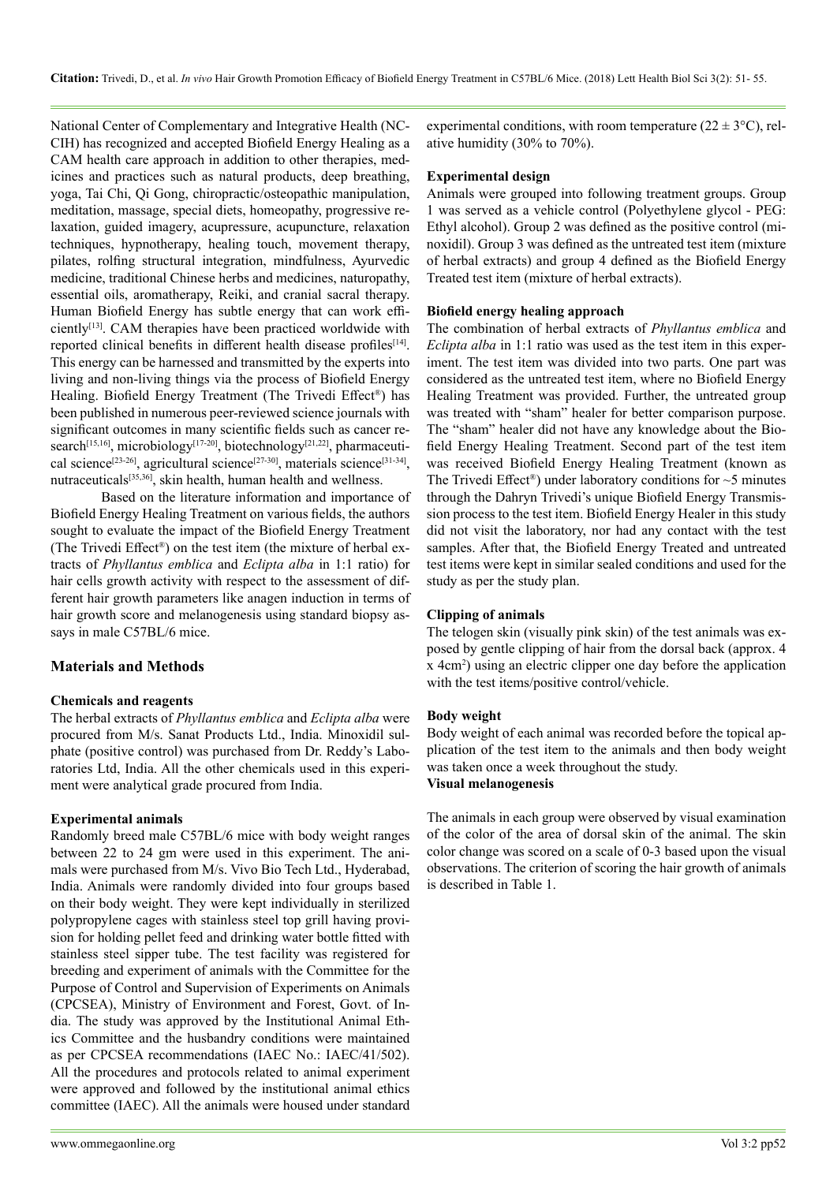National Center of Complementary and Integrative Health (NCCIH) has recognized and accepted Biofield Energy Healing as a CAM health care approach in addition to other therapies, medicines and practices such as natural products, deep breathing, yoga, Tai Chi, Qi Gong, chiropractic/osteopathic manipulation, meditation, massage, special diets, homeopathy, progressive relaxation, guided imagery, acupressure, acupuncture, relaxation techniques, hypnotherapy, healing touch, movement therapy, pilates, rolfing structural integration, mindfulness, Ayurvedic medicine, traditional Chinese herbs and medicines, naturopathy, essential oils, aromatherapy, Reiki, and cranial sacral therapy. Human Biofield Energy has subtle energy that can work efficiently[13]. CAM therapies have been practiced worldwide with reported clinical benefits in different health disease profiles[14]. This energy can be harnessed and transmitted by the experts into living and non-living things via the process of Biofield Energy Healing. Biofield Energy Treatment (The Trivedi Effect®) has been published in numerous peer-reviewed science journals with significant outcomes in many scientific fields such as cancer research[15,16], microbiology[17-20], biotechnology[21,22], pharmaceutical science[23-26], agricultural science[27-30], materials science[31-34], nutraceuticals[35,36], skin health, human health and wellness.

Based on the literature information and importance of Biofield Energy Healing Treatment on various fields, the authors sought to evaluate the impact of the Biofield Energy Treatment (The Trivedi Effect®) on the test item (the mixture of herbal extracts of *Phyllantus emblica* and *Eclipta alba* in 1:1 ratio) for hair cells growth activity with respect to the assessment of different hair growth parameters like anagen induction in terms of hair growth score and melanogenesis using standard biopsy assays in male C57BL/6 mice.

## Materials and Methods

### Chemicals and reagents

The herbal extracts of *Phyllantus emblica* and *Eclipta alba* were procured from M/s. Sanat Products Ltd., India. Minoxidil sulphate (positive control) was purchased from Dr. Reddy's Laboratories Ltd, India. All the other chemicals used in this experiment were analytical grade procured from India.

### Experimental animals

Randomly breed male C57BL/6 mice with body weight ranges between 22 to 24 gm were used in this experiment. The animals were purchased from M/s. Vivo Bio Tech Ltd., Hyderabad, India. Animals were randomly divided into four groups based on their body weight. They were kept individually in sterilized polypropylene cages with stainless steel top grill having provision for holding pellet feed and drinking water bottle fitted with stainless steel sipper tube. The test facility was registered for breeding and experiment of animals with the Committee for the Purpose of Control and Supervision of Experiments on Animals (CPCSEA), Ministry of Environment and Forest, Govt. of India. The study was approved by the Institutional Animal Ethics Committee and the husbandry conditions were maintained as per CPCSEA recommendations (IAEC No.: IAEC/41/502). All the procedures and protocols related to animal experiment were approved and followed by the institutional animal ethics committee (IAEC). All the animals were housed under standard experimental conditions, with room temperature ($22 \pm 3$°C), relative humidity (30% to 70%).

### Experimental design

Animals were grouped into following treatment groups. Group 1 was served as a vehicle control (Polyethylene glycol - PEG: Ethyl alcohol). Group 2 was defined as the positive control (minoxidil). Group 3 was defined as the untreated test item (mixture of herbal extracts) and group 4 defined as the Biofield Energy Treated test item (mixture of herbal extracts).

### Biofield energy healing approach

The combination of herbal extracts of *Phyllantus emblica* and *Eclipta alba* in 1:1 ratio was used as the test item in this experiment. The test item was divided into two parts. One part was considered as the untreated test item, where no Biofield Energy Healing Treatment was provided. Further, the untreated group was treated with "sham" healer for better comparison purpose. The "sham" healer did not have any knowledge about the Biofield Energy Healing Treatment. Second part of the test item was received Biofield Energy Healing Treatment (known as The Trivedi Effect®) under laboratory conditions for ~5 minutes through the Dahryn Trivedi's unique Biofield Energy Transmission process to the test item. Biofield Energy Healer in this study did not visit the laboratory, nor had any contact with the test samples. After that, the Biofield Energy Treated and untreated test items were kept in similar sealed conditions and used for the study as per the study plan.

### Clipping of animals

The telogen skin (visually pink skin) of the test animals was exposed by gentle clipping of hair from the dorsal back (approx. 4 x 4cm$^2$) using an electric clipper one day before the application with the test items/positive control/vehicle.

### Body weight

Body weight of each animal was recorded before the topical application of the test item to the animals and then body weight was taken once a week throughout the study.

### Visual melanogenesis

The animals in each group were observed by visual examination of the color of the area of dorsal skin of the animal. The skin color change was scored on a scale of 0-3 based upon the visual observations. The criterion of scoring the hair growth of animals is described in Table 1.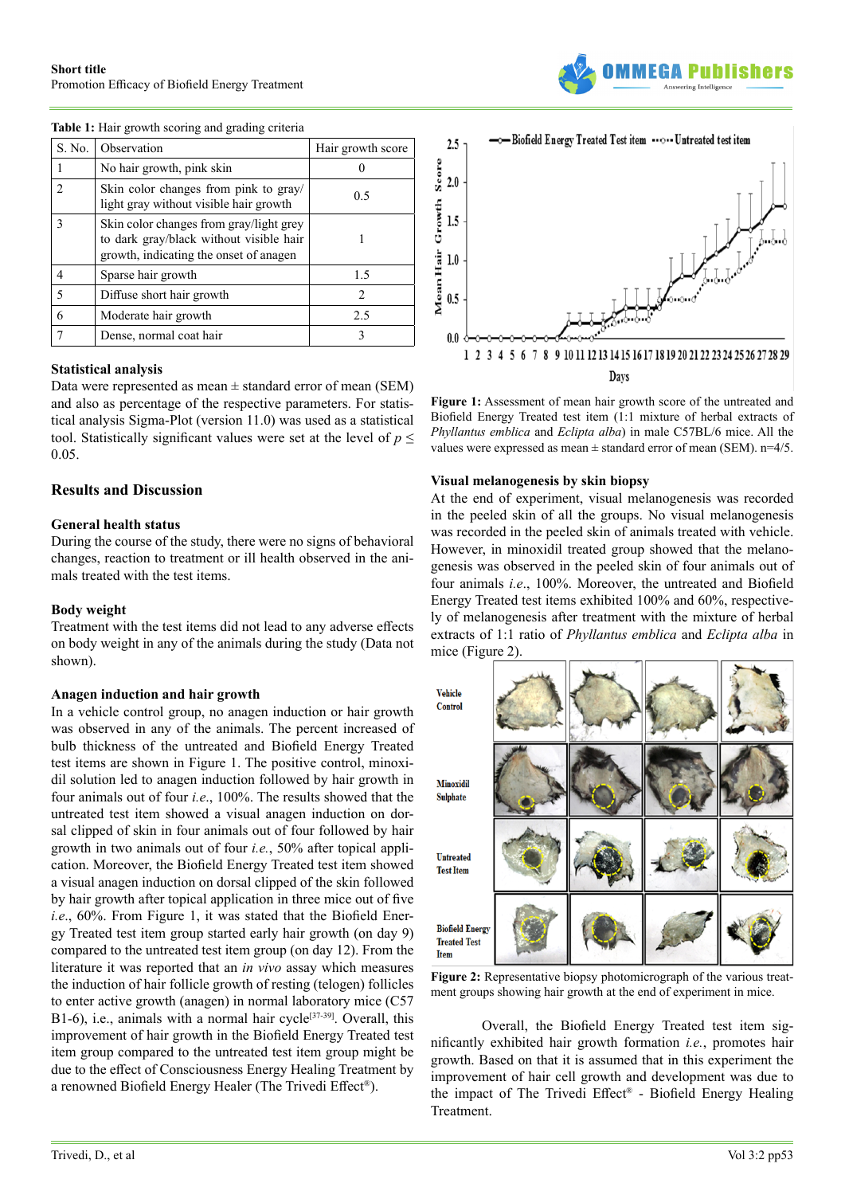Table 1: Hair growth scoring and grading criteria

| S. No. | Observation | Hair growth score |
|---|---|---|
| 1 | No hair growth, pink skin | 0 |
| 2 | Skin color changes from pink to gray/light gray without visible hair growth | 0.5 |
| 3 | Skin color changes from gray/light grey to dark gray/black without visible hair growth, indicating the onset of anagen | 1 |
| 4 | Sparse hair growth | 1.5 |
| 5 | Diffuse short hair growth | 2 |
| 6 | Moderate hair growth | 2.5 |
| 7 | Dense, normal coat hair | 3 |

### Statistical analysis

Data were represented as mean ± standard error of mean (SEM) and also as percentage of the respective parameters. For statistical analysis Sigma-Plot (version 11.0) was used as a statistical tool. Statistically significant values were set at the level of $p \leq 0.05$.

## Results and Discussion

### General health status

During the course of the study, there were no signs of behavioral changes, reaction to treatment or ill health observed in the animals treated with the test items.

### Body weight

Treatment with the test items did not lead to any adverse effects on body weight in any of the animals during the study (Data not shown).

### Anagen induction and hair growth

In a vehicle control group, no anagen induction or hair growth was observed in any of the animals. The percent increased of bulb thickness of the untreated and Biofield Energy Treated test items are shown in Figure 1. The positive control, minoxidil solution led to anagen induction followed by hair growth in four animals out of four *i.e*., 100%. The results showed that the untreated test item showed a visual anagen induction on dorsal clipped of skin in four animals out of four followed by hair growth in two animals out of four *i.e.*, 50% after topical application. Moreover, the Biofield Energy Treated test item showed a visual anagen induction on dorsal clipped of the skin followed by hair growth after topical application in three mice out of five *i.e*., 60%. From Figure 1, it was stated that the Biofield Energy Treated test item group started early hair growth (on day 9) compared to the untreated test item group (on day 12). From the literature it was reported that an *in vivo* assay which measures the induction of hair follicle growth of resting (telogen) follicles to enter active growth (anagen) in normal laboratory mice (C57 B1-6), i.e., animals with a normal hair cycle[37-39]. Overall, this improvement of hair growth in the Biofield Energy Treated test item group compared to the untreated test item group might be due to the effect of Consciousness Energy Healing Treatment by a renowned Biofield Energy Healer (The Trivedi Effect®).

**Figure 1:** Assessment of mean hair growth score of the untreated and Biofield Energy Treated test item (1:1 mixture of herbal extracts of *Phyllantus emblica* and *Eclipta alba*) in male C57BL/6 mice. All the values were expressed as mean ± standard error of mean (SEM). n=4/5.

### Visual melanogenesis by skin biopsy

At the end of experiment, visual melanogenesis was recorded in the peeled skin of all the groups. No visual melanogenesis was recorded in the peeled skin of animals treated with vehicle. However, in minoxidil treated group showed that the melanogenesis was observed in the peeled skin of four animals out of four animals *i.e*., 100%. Moreover, the untreated and Biofield Energy Treated test items exhibited 100% and 60%, respectively of melanogenesis after treatment with the mixture of herbal extracts of 1:1 ratio of *Phyllantus emblica* and *Eclipta alba* in mice (Figure 2).

**Figure 2:** Representative biopsy photomicrograph of the various treatment groups showing hair growth at the end of experiment in mice.

Overall, the Biofield Energy Treated test item significantly exhibited hair growth formation *i.e.*, promotes hair growth. Based on that it is assumed that in this experiment the improvement of hair cell growth and development was due to the impact of The Trivedi Effect® - Biofield Energy Healing Treatment.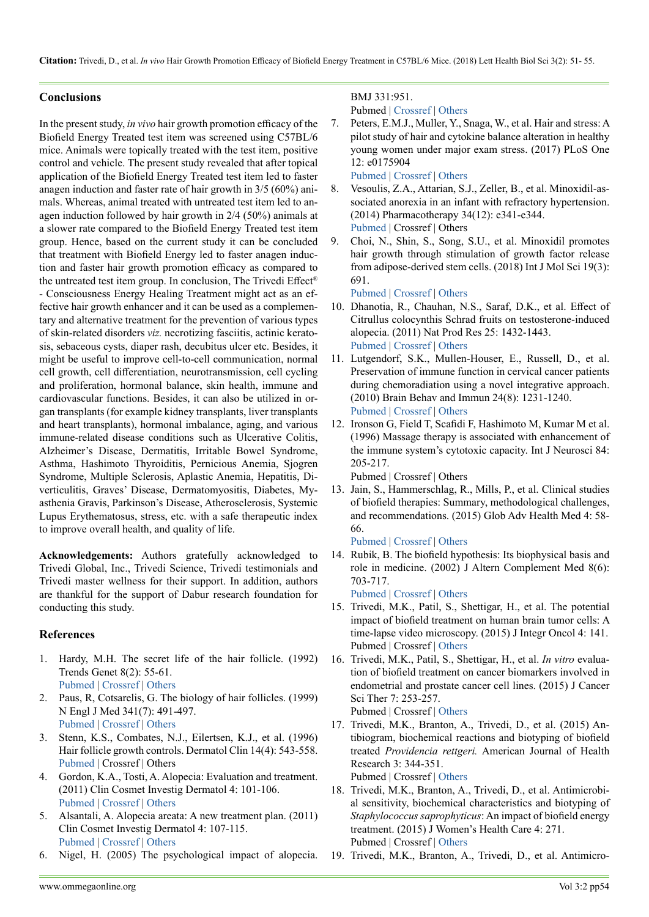## Conclusions

In the present study, *in vivo* hair growth promotion efficacy of the Biofield Energy Treated test item was screened using C57BL/6 mice. Animals were topically treated with the test item, positive control and vehicle. The present study revealed that after topical application of the Biofield Energy Treated test item led to faster anagen induction and faster rate of hair growth in 3/5 (60%) animals. Whereas, animal treated with untreated test item led to anagen induction followed by hair growth in 2/4 (50%) animals at a slower rate compared to the Biofield Energy Treated test item group. Hence, based on the current study it can be concluded that treatment with Biofield Energy led to faster anagen induction and faster hair growth promotion efficacy as compared to the untreated test item group. In conclusion, The Trivedi Effect® - Consciousness Energy Healing Treatment might act as an effective hair growth enhancer and it can be used as a complementary and alternative treatment for the prevention of various types of skin-related disorders *viz.* necrotizing fasciitis, actinic keratosis, sebaceous cysts, diaper rash, decubitus ulcer etc. Besides, it might be useful to improve cell-to-cell communication, normal cell growth, cell differentiation, neurotransmission, cell cycling and proliferation, hormonal balance, skin health, immune and cardiovascular functions. Besides, it can also be utilized in organ transplants (for example kidney transplants, liver transplants and heart transplants), hormonal imbalance, aging, and various immune-related disease conditions such as Ulcerative Colitis, Alzheimer's Disease, Dermatitis, Irritable Bowel Syndrome, Asthma, Hashimoto Thyroiditis, Pernicious Anemia, Sjogren Syndrome, Multiple Sclerosis, Aplastic Anemia, Hepatitis, Diverticulitis, Graves' Disease, Dermatomyositis, Diabetes, Myasthenia Gravis, Parkinson's Disease, Atherosclerosis, Systemic Lupus Erythematosus, stress, etc. with a safe therapeutic index to improve overall health, and quality of life.

**Acknowledgements:** Authors gratefully acknowledged to Trivedi Global, Inc., Trivedi Science, Trivedi testimonials and Trivedi master wellness for their support. In addition, authors are thankful for the support of Dabur research foundation for conducting this study.

## References

1. Hardy, M.H. The secret life of the hair follicle. (1992) Trends Genet 8(2): 55-61.
   Pubmed | Crossref | Others
2. Paus, R, Cotsarelis, G. The biology of hair follicles. (1999) N Engl J Med 341(7): 491-497.
   Pubmed | Crossref | Others
3. Stenn, K.S., Combates, N.J., Eilertsen, K.J., et al. (1996) Hair follicle growth controls. Dermatol Clin 14(4): 543-558.
   Pubmed | Crossref | Others
4. Gordon, K.A., Tosti, A. Alopecia: Evaluation and treatment. (2011) Clin Cosmet Investig Dermatol 4: 101-106.
   Pubmed | Crossref | Others
5. Alsantali, A. Alopecia areata: A new treatment plan. (2011) Clin Cosmet Investig Dermatol 4: 107-115.
   Pubmed | Crossref | Others
6. Nigel, H. (2005) The psychological impact of alopecia. BMJ 331:951.
   Pubmed | Crossref | Others
7. Peters, E.M.J., Muller, Y., Snaga, W., et al. Hair and stress: A pilot study of hair and cytokine balance alteration in healthy young women under major exam stress. (2017) PLoS One 12: e0175904
   Pubmed | Crossref | Others
8. Vesoulis, Z.A., Attarian, S.J., Zeller, B., et al. Minoxidil-associated anorexia in an infant with refractory hypertension. (2014) Pharmacotherapy 34(12): e341-e344.
   Pubmed | Crossref | Others
9. Choi, N., Shin, S., Song, S.U., et al. Minoxidil promotes hair growth through stimulation of growth factor release from adipose-derived stem cells. (2018) Int J Mol Sci 19(3): 691.
   Pubmed | Crossref | Others
10. Dhanotia, R., Chauhan, N.S., Saraf, D.K., et al. Effect of Citrullus colocynthis Schrad fruits on testosterone-induced alopecia. (2011) Nat Prod Res 25: 1432-1443.
    Pubmed | Crossref | Others
11. Lutgendorf, S.K., Mullen-Houser, E., Russell, D., et al. Preservation of immune function in cervical cancer patients during chemoradiation using a novel integrative approach. (2010) Brain Behav and Immun 24(8): 1231-1240.
    Pubmed | Crossref | Others
12. Ironson G, Field T, Scafidi F, Hashimoto M, Kumar M et al. (1996) Massage therapy is associated with enhancement of the immune system's cytotoxic capacity. Int J Neurosci 84: 205-217.
    Pubmed | Crossref | Others
13. Jain, S., Hammerschlag, R., Mills, P., et al. Clinical studies of biofield therapies: Summary, methodological challenges, and recommendations. (2015) Glob Adv Health Med 4: 58-66.
    Pubmed | Crossref | Others
14. Rubik, B. The biofield hypothesis: Its biophysical basis and role in medicine. (2002) J Altern Complement Med 8(6): 703-717.
    Pubmed | Crossref | Others
15. Trivedi, M.K., Patil, S., Shettigar, H., et al. The potential impact of biofield treatment on human brain tumor cells: A time-lapse video microscopy. (2015) J Integr Oncol 4: 141.
    Pubmed | Crossref | Others
16. Trivedi, M.K., Patil, S., Shettigar, H., et al. *In vitro* evaluation of biofield treatment on cancer biomarkers involved in endometrial and prostate cancer cell lines. (2015) J Cancer Sci Ther 7: 253-257.
    Pubmed | Crossref | Others
17. Trivedi, M.K., Branton, A., Trivedi, D., et al. (2015) Antibiogram, biochemical reactions and biotyping of biofield treated *Providencia rettgeri.* American Journal of Health Research 3: 344-351.
    Pubmed | Crossref | Others
18. Trivedi, M.K., Branton, A., Trivedi, D., et al. Antimicrobial sensitivity, biochemical characteristics and biotyping of *Staphylococcus saprophyticus*: An impact of biofield energy treatment. (2015) J Women's Health Care 4: 271.
    Pubmed | Crossref | Others
19. Trivedi, M.K., Branton, A., Trivedi, D., et al. Antimicro-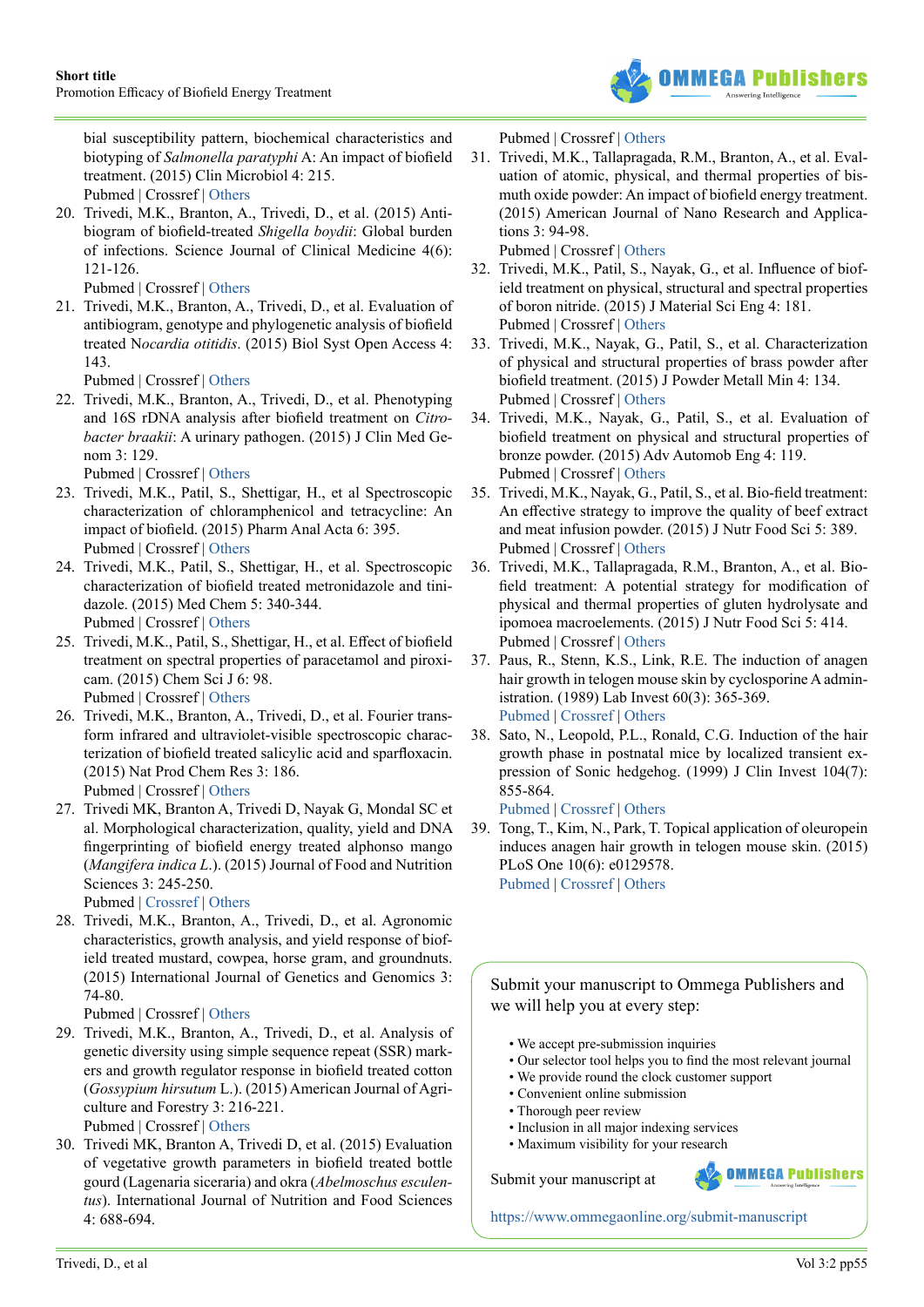bial susceptibility pattern, biochemical characteristics and biotyping of *Salmonella paratyphi* A: An impact of biofield treatment. (2015) Clin Microbiol 4: 215.
Pubmed | Crossref | Others

20. Trivedi, M.K., Branton, A., Trivedi, D., et al. (2015) Antibiogram of biofield-treated *Shigella boydii*: Global burden of infections. Science Journal of Clinical Medicine 4(6): 121-126.
Pubmed | Crossref | Others
21. Trivedi, M.K., Branton, A., Trivedi, D., et al. Evaluation of antibiogram, genotype and phylogenetic analysis of biofield treated N*ocardia otitidis*. (2015) Biol Syst Open Access 4: 143.
Pubmed | Crossref | Others
22. Trivedi, M.K., Branton, A., Trivedi, D., et al. Phenotyping and 16S rDNA analysis after biofield treatment on *Citrobacter braakii*: A urinary pathogen. (2015) J Clin Med Genom 3: 129.
Pubmed | Crossref | Others
23. Trivedi, M.K., Patil, S., Shettigar, H., et al Spectroscopic characterization of chloramphenicol and tetracycline: An impact of biofield. (2015) Pharm Anal Acta 6: 395.
Pubmed | Crossref | Others
24. Trivedi, M.K., Patil, S., Shettigar, H., et al. Spectroscopic characterization of biofield treated metronidazole and tinidazole. (2015) Med Chem 5: 340-344.
Pubmed | Crossref | Others
25. Trivedi, M.K., Patil, S., Shettigar, H., et al. Effect of biofield treatment on spectral properties of paracetamol and piroxicam. (2015) Chem Sci J 6: 98.
Pubmed | Crossref | Others
26. Trivedi, M.K., Branton, A., Trivedi, D., et al. Fourier transform infrared and ultraviolet-visible spectroscopic characterization of biofield treated salicylic acid and sparfloxacin. (2015) Nat Prod Chem Res 3: 186.
Pubmed | Crossref | Others
27. Trivedi MK, Branton A, Trivedi D, Nayak G, Mondal SC et al. Morphological characterization, quality, yield and DNA fingerprinting of biofield energy treated alphonso mango (*Mangifera indica L.*). (2015) Journal of Food and Nutrition Sciences 3: 245-250.
Pubmed | Crossref | Others
28. Trivedi, M.K., Branton, A., Trivedi, D., et al. Agronomic characteristics, growth analysis, and yield response of biofield treated mustard, cowpea, horse gram, and groundnuts. (2015) International Journal of Genetics and Genomics 3: 74-80.
Pubmed | Crossref | Others
29. Trivedi, M.K., Branton, A., Trivedi, D., et al. Analysis of genetic diversity using simple sequence repeat (SSR) markers and growth regulator response in biofield treated cotton (*Gossypium hirsutum* L.). (2015) American Journal of Agriculture and Forestry 3: 216-221.
Pubmed | Crossref | Others
30. Trivedi MK, Branton A, Trivedi D, et al. (2015) Evaluation of vegetative growth parameters in biofield treated bottle gourd (Lagenaria siceraria) and okra (*Abelmoschus esculentus*). International Journal of Nutrition and Food Sciences 4: 688-694.
Pubmed | Crossref | Others
31. Trivedi, M.K., Tallapragada, R.M., Branton, A., et al. Evaluation of atomic, physical, and thermal properties of bismuth oxide powder: An impact of biofield energy treatment. (2015) American Journal of Nano Research and Applications 3: 94-98.
Pubmed | Crossref | Others
32. Trivedi, M.K., Patil, S., Nayak, G., et al. Influence of biofield treatment on physical, structural and spectral properties of boron nitride. (2015) J Material Sci Eng 4: 181.
Pubmed | Crossref | Others
33. Trivedi, M.K., Nayak, G., Patil, S., et al. Characterization of physical and structural properties of brass powder after biofield treatment. (2015) J Powder Metall Min 4: 134.
Pubmed | Crossref | Others
34. Trivedi, M.K., Nayak, G., Patil, S., et al. Evaluation of biofield treatment on physical and structural properties of bronze powder. (2015) Adv Automob Eng 4: 119.
Pubmed | Crossref | Others
35. Trivedi, M.K., Nayak, G., Patil, S., et al. Bio-field treatment: An effective strategy to improve the quality of beef extract and meat infusion powder. (2015) J Nutr Food Sci 5: 389.
Pubmed | Crossref | Others
36. Trivedi, M.K., Tallapragada, R.M., Branton, A., et al. Biofield treatment: A potential strategy for modification of physical and thermal properties of gluten hydrolysate and ipomoea macroelements. (2015) J Nutr Food Sci 5: 414.
Pubmed | Crossref | Others
37. Paus, R., Stenn, K.S., Link, R.E. The induction of anagen hair growth in telogen mouse skin by cyclosporine A administration. (1989) Lab Invest 60(3): 365-369.
Pubmed | Crossref | Others
38. Sato, N., Leopold, P.L., Ronald, C.G. Induction of the hair growth phase in postnatal mice by localized transient expression of Sonic hedgehog. (1999) J Clin Invest 104(7): 855-864.
Pubmed | Crossref | Others
39. Tong, T., Kim, N., Park, T. Topical application of oleuropein induces anagen hair growth in telogen mouse skin. (2015) PLoS One 10(6): e0129578.
Pubmed | Crossref | Others

Submit your manuscript to Ommega Publishers and we will help you at every step:

- We accept pre-submission inquiries
- Our selector tool helps you to find the most relevant journal
- We provide round the clock customer support
- Convenient online submission
- Thorough peer review
- Inclusion in all major indexing services
- Maximum visibility for your research

Submit your manuscript at

https://www.ommegaonline.org/submit-manuscript